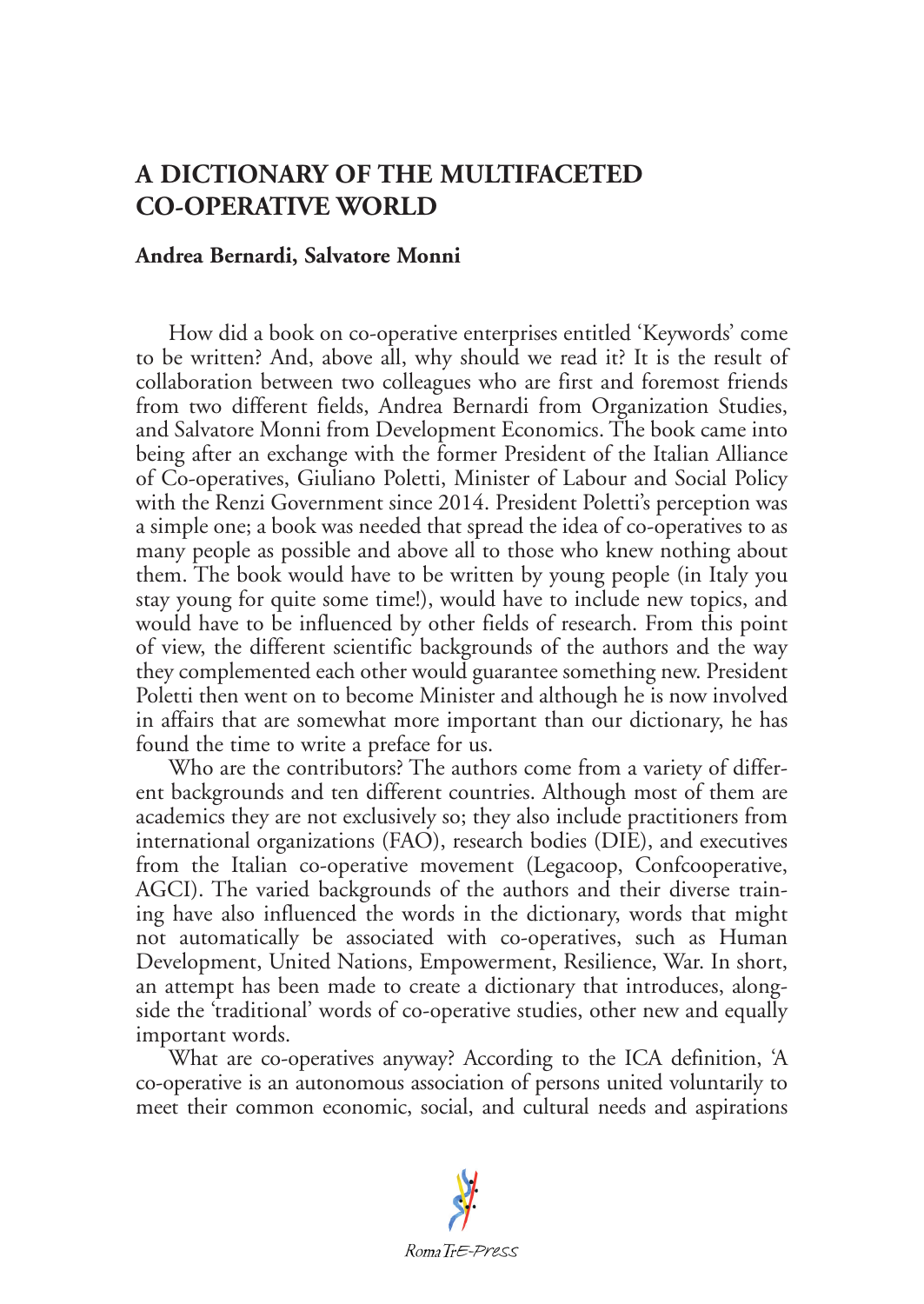# A DICTIONARY OF THE MULTIFACETED CO-OPERATIVE WORLD

**Andrea Bernardi, Salvatore Monni**

How did a book on co-operative enterprises entitled 'Keywords' come to be written? And, above all, why should we read it? It is the result of collaboration between two colleagues who are first and foremost friends from two different fields, Andrea Bernardi from Organization Studies, and Salvatore Monni from Development Economics. The book came into being after an exchange with the former President of the Italian Alliance of Co-operatives, Giuliano Poletti, Minister of Labour and Social Policy with the Renzi Government since 2014. President Poletti's perception was a simple one; a book was needed that spread the idea of co-operatives to as many people as possible and above all to those who knew nothing about them. The book would have to be written by young people (in Italy you stay young for quite some time!), would have to include new topics, and would have to be influenced by other fields of research. From this point of view, the different scientific backgrounds of the authors and the way they complemented each other would guarantee something new. President Poletti then went on to become Minister and although he is now involved in affairs that are somewhat more important than our dictionary, he has found the time to write a preface for us.

Who are the contributors? The authors come from a variety of different backgrounds and ten different countries. Although most of them are academics they are not exclusively so; they also include practitioners from international organizations (FAO), research bodies (DIE), and executives from the Italian co-operative movement (Legacoop, Confcooperative, AGCI). The varied backgrounds of the authors and their diverse training have also influenced the words in the dictionary, words that might not automatically be associated with co-operatives, such as Human Development, United Nations, Empowerment, Resilience, War. In short, an attempt has been made to create a dictionary that introduces, alongside the 'traditional' words of co-operative studies, other new and equally important words.

What are co-operatives anyway? According to the ICA definition, 'A co-operative is an autonomous association of persons united voluntarily to meet their common economic, social, and cultural needs and aspirations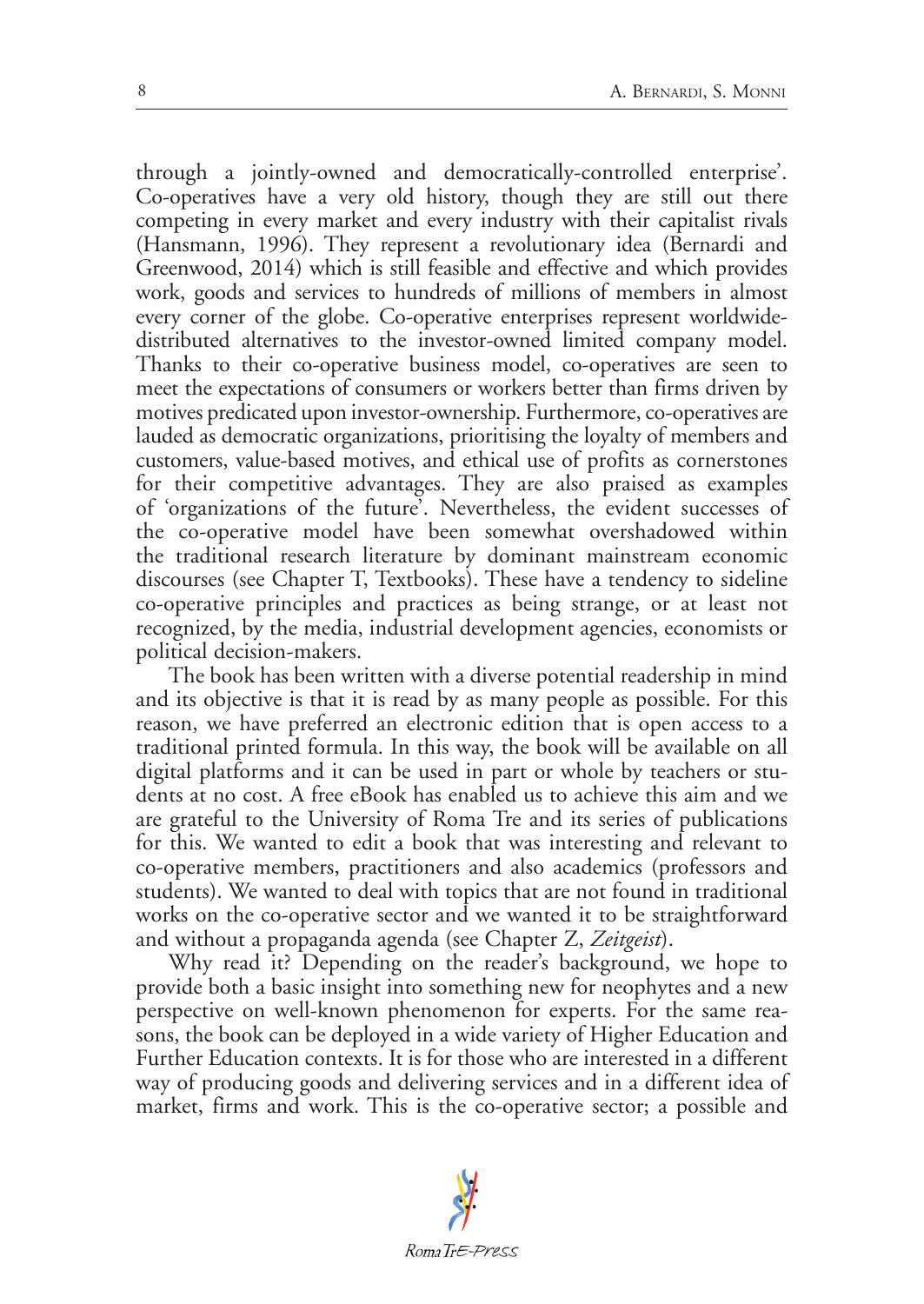through a jointly-owned and democratically-controlled enterprise'. Co-operatives have a very old history, though they are still out there competing in every market and every industry with their capitalist rivals (Hansmann, 1996). They represent a revolutionary idea (Bernardi and Greenwood, 2014) which is still feasible and effective and which provides work, goods and services to hundreds of millions of members in almost every corner of the globe. Co-operative enterprises represent worldwide-distributed alternatives to the investor-owned limited company model. Thanks to their co-operative business model, co-operatives are seen to meet the expectations of consumers or workers better than firms driven by motives predicated upon investor-ownership. Furthermore, co-operatives are lauded as democratic organizations, prioritising the loyalty of members and customers, value-based motives, and ethical use of profits as cornerstones for their competitive advantages. They are also praised as examples of 'organizations of the future'. Nevertheless, the evident successes of the co-operative model have been somewhat overshadowed within the traditional research literature by dominant mainstream economic discourses (see Chapter T, Textbooks). These have a tendency to sideline co-operative principles and practices as being strange, or at least not recognized, by the media, industrial development agencies, economists or political decision-makers.

The book has been written with a diverse potential readership in mind and its objective is that it is read by as many people as possible. For this reason, we have preferred an electronic edition that is open access to a traditional printed formula. In this way, the book will be available on all digital platforms and it can be used in part or whole by teachers or students at no cost. A free eBook has enabled us to achieve this aim and we are grateful to the University of Roma Tre and its series of publications for this. We wanted to edit a book that was interesting and relevant to co-operative members, practitioners and also academics (professors and students). We wanted to deal with topics that are not found in traditional works on the co-operative sector and we wanted it to be straightforward and without a propaganda agenda (see Chapter Z, *Zeitgeist*).

Why read it? Depending on the reader's background, we hope to provide both a basic insight into something new for neophytes and a new perspective on well-known phenomenon for experts. For the same reasons, the book can be deployed in a wide variety of Higher Education and Further Education contexts. It is for those who are interested in a different way of producing goods and delivering services and in a different idea of market, firms and work. This is the co-operative sector; a possible and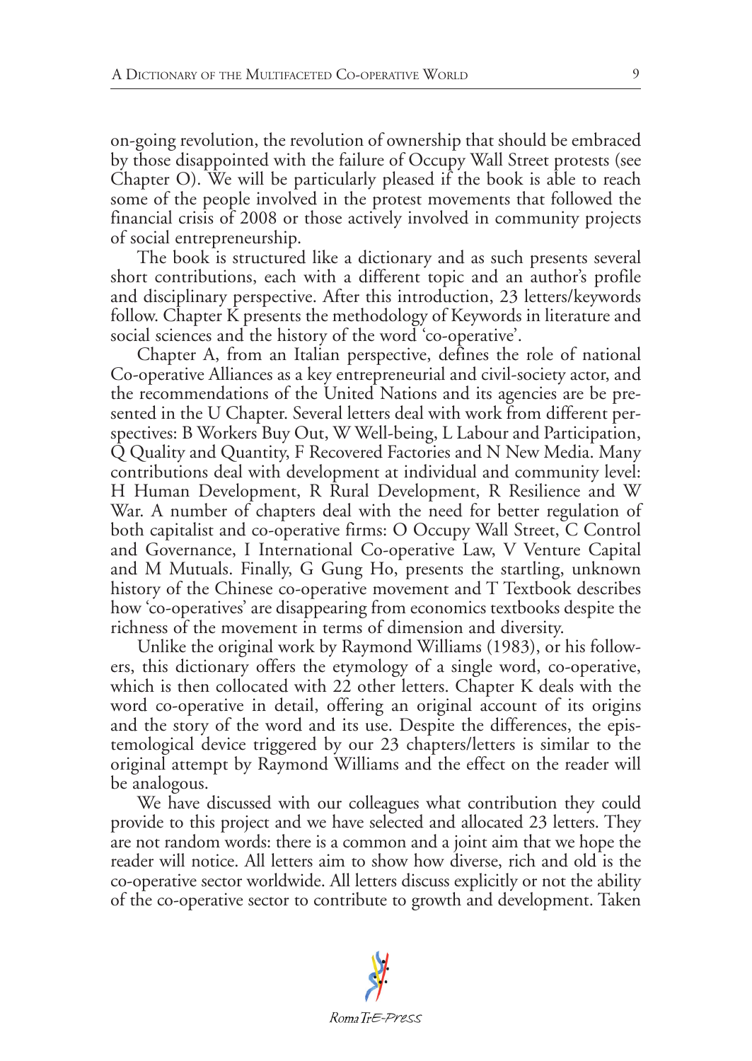on-going revolution, the revolution of ownership that should be embraced by those disappointed with the failure of Occupy Wall Street protests (see Chapter O). We will be particularly pleased if the book is able to reach some of the people involved in the protest movements that followed the financial crisis of 2008 or those actively involved in community projects of social entrepreneurship.

The book is structured like a dictionary and as such presents several short contributions, each with a different topic and an author's profile and disciplinary perspective. After this introduction, 23 letters/keywords follow. Chapter K presents the methodology of Keywords in literature and social sciences and the history of the word 'co-operative'.

Chapter A, from an Italian perspective, defines the role of national Co-operative Alliances as a key entrepreneurial and civil-society actor, and the recommendations of the United Nations and its agencies are be presented in the U Chapter. Several letters deal with work from different perspectives: B Workers Buy Out, W Well-being, L Labour and Participation, Q Quality and Quantity, F Recovered Factories and N New Media. Many contributions deal with development at individual and community level: H Human Development, R Rural Development, R Resilience and W War. A number of chapters deal with the need for better regulation of both capitalist and co-operative firms: O Occupy Wall Street, C Control and Governance, I International Co-operative Law, V Venture Capital and M Mutuals. Finally, G Gung Ho, presents the startling, unknown history of the Chinese co-operative movement and T Textbook describes how 'co-operatives' are disappearing from economics textbooks despite the richness of the movement in terms of dimension and diversity.

Unlike the original work by Raymond Williams (1983), or his followers, this dictionary offers the etymology of a single word, co-operative, which is then collocated with 22 other letters. Chapter K deals with the word co-operative in detail, offering an original account of its origins and the story of the word and its use. Despite the differences, the epistemological device triggered by our 23 chapters/letters is similar to the original attempt by Raymond Williams and the effect on the reader will be analogous.

We have discussed with our colleagues what contribution they could provide to this project and we have selected and allocated 23 letters. They are not random words: there is a common and a joint aim that we hope the reader will notice. All letters aim to show how diverse, rich and old is the co-operative sector worldwide. All letters discuss explicitly or not the ability of the co-operative sector to contribute to growth and development. Taken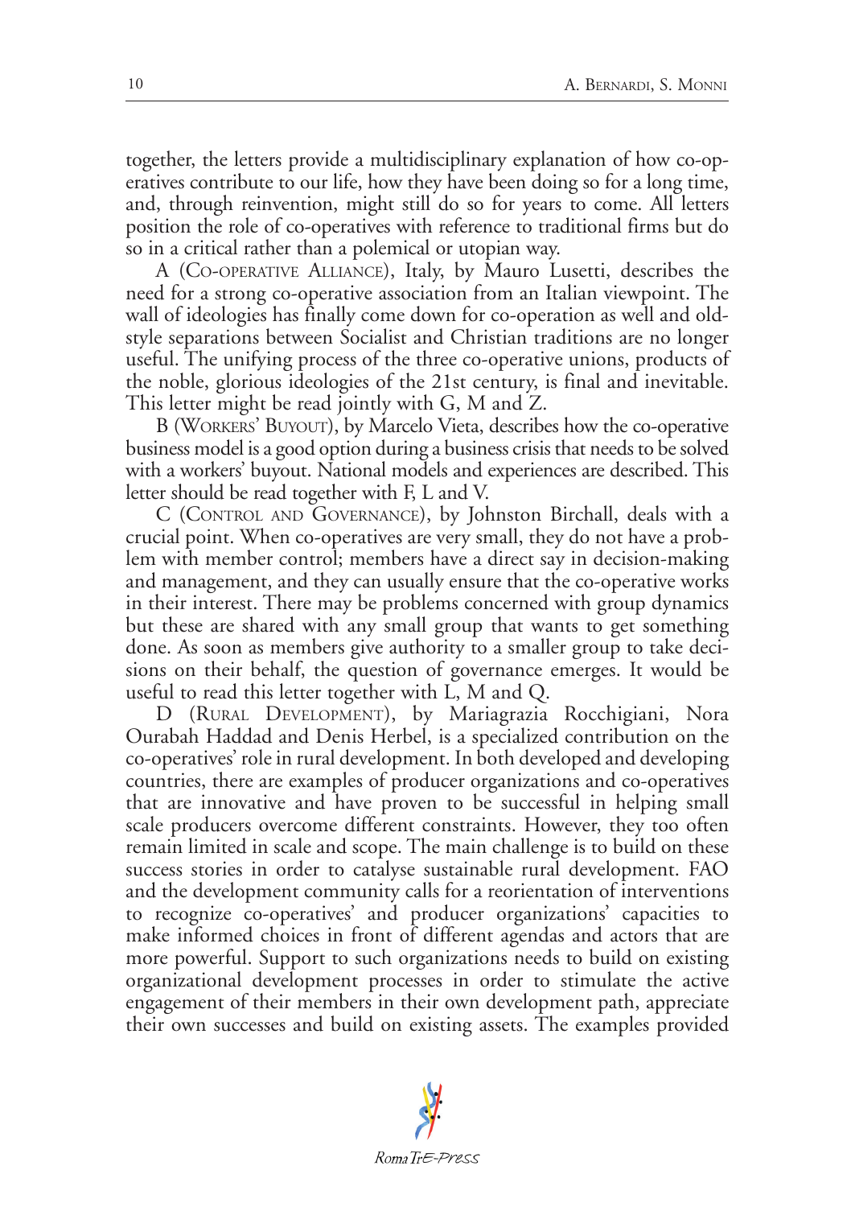together, the letters provide a multidisciplinary explanation of how co-operatives contribute to our life, how they have been doing so for a long time, and, through reinvention, might still do so for years to come. All letters position the role of co-operatives with reference to traditional firms but do so in a critical rather than a polemical or utopian way.

A (Co-operative Alliance), Italy, by Mauro Lusetti, describes the need for a strong co-operative association from an Italian viewpoint. The wall of ideologies has finally come down for co-operation as well and old-style separations between Socialist and Christian traditions are no longer useful. The unifying process of the three co-operative unions, products of the noble, glorious ideologies of the 21st century, is final and inevitable. This letter might be read jointly with G, M and Z.

B (Workers' Buyout), by Marcelo Vieta, describes how the co-operative business model is a good option during a business crisis that needs to be solved with a workers' buyout. National models and experiences are described. This letter should be read together with F, L and V.

C (Control and Governance), by Johnston Birchall, deals with a crucial point. When co-operatives are very small, they do not have a problem with member control; members have a direct say in decision-making and management, and they can usually ensure that the co-operative works in their interest. There may be problems concerned with group dynamics but these are shared with any small group that wants to get something done. As soon as members give authority to a smaller group to take decisions on their behalf, the question of governance emerges. It would be useful to read this letter together with L, M and Q.

D (Rural Development), by Mariagrazia Rocchigiani, Nora Ourabah Haddad and Denis Herbel, is a specialized contribution on the co-operatives' role in rural development. In both developed and developing countries, there are examples of producer organizations and co-operatives that are innovative and have proven to be successful in helping small scale producers overcome different constraints. However, they too often remain limited in scale and scope. The main challenge is to build on these success stories in order to catalyse sustainable rural development. FAO and the development community calls for a reorientation of interventions to recognize co-operatives' and producer organizations' capacities to make informed choices in front of different agendas and actors that are more powerful. Support to such organizations needs to build on existing organizational development processes in order to stimulate the active engagement of their members in their own development path, appreciate their own successes and build on existing assets. The examples provided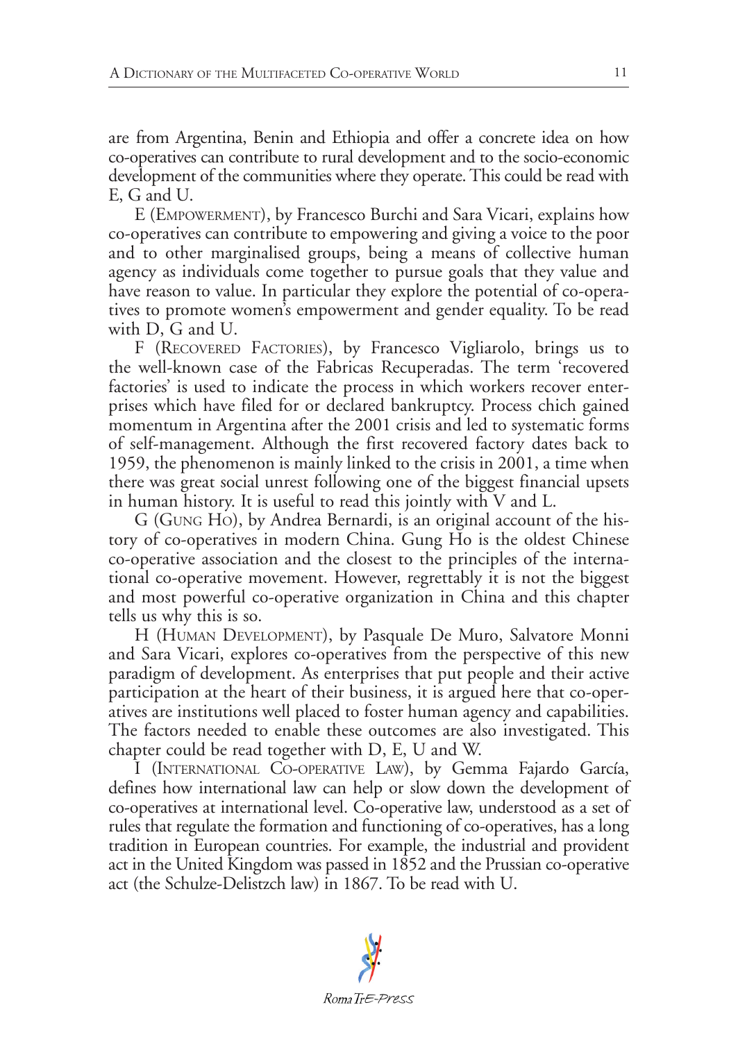are from Argentina, Benin and Ethiopia and offer a concrete idea on how co-operatives can contribute to rural development and to the socio-economic development of the communities where they operate. This could be read with E, G and U.

E (Empowerment), by Francesco Burchi and Sara Vicari, explains how co-operatives can contribute to empowering and giving a voice to the poor and to other marginalised groups, being a means of collective human agency as individuals come together to pursue goals that they value and have reason to value. In particular they explore the potential of co-operatives to promote women's empowerment and gender equality. To be read with D, G and U.

F (Recovered Factories), by Francesco Vigliarolo, brings us to the well-known case of the Fabricas Recuperadas. The term 'recovered factories' is used to indicate the process in which workers recover enterprises which have filed for or declared bankruptcy. Process chich gained momentum in Argentina after the 2001 crisis and led to systematic forms of self-management. Although the first recovered factory dates back to 1959, the phenomenon is mainly linked to the crisis in 2001, a time when there was great social unrest following one of the biggest financial upsets in human history. It is useful to read this jointly with V and L.

G (Gung Ho), by Andrea Bernardi, is an original account of the history of co-operatives in modern China. Gung Ho is the oldest Chinese co-operative association and the closest to the principles of the international co-operative movement. However, regrettably it is not the biggest and most powerful co-operative organization in China and this chapter tells us why this is so.

H (Human Development), by Pasquale De Muro, Salvatore Monni and Sara Vicari, explores co-operatives from the perspective of this new paradigm of development. As enterprises that put people and their active participation at the heart of their business, it is argued here that co-operatives are institutions well placed to foster human agency and capabilities. The factors needed to enable these outcomes are also investigated. This chapter could be read together with D, E, U and W.

I (International Co-operative Law), by Gemma Fajardo García, defines how international law can help or slow down the development of co-operatives at international level. Co-operative law, understood as a set of rules that regulate the formation and functioning of co-operatives, has a long tradition in European countries. For example, the industrial and provident act in the United Kingdom was passed in 1852 and the Prussian co-operative act (the Schulze-Delistzch law) in 1867. To be read with U.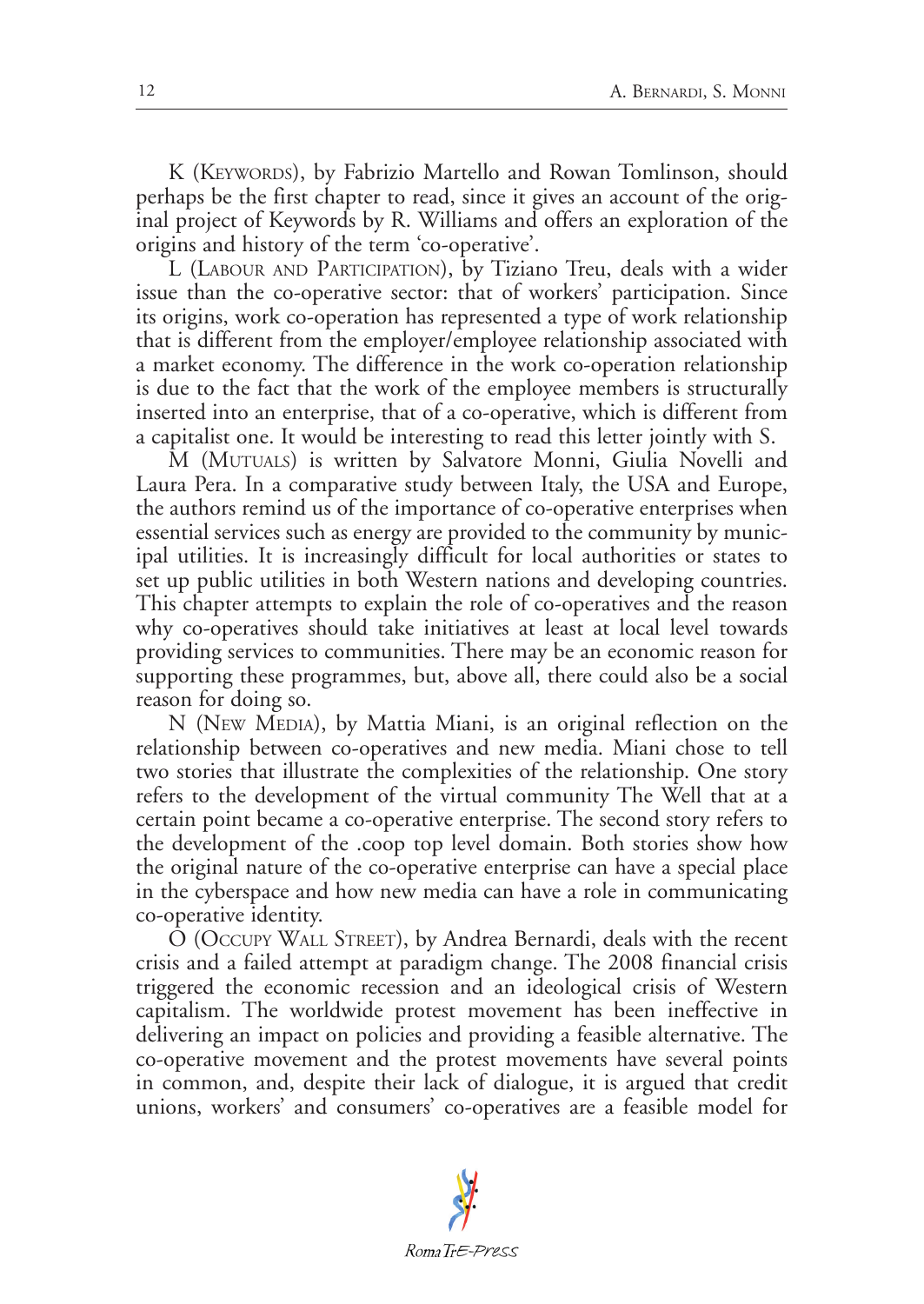K (Keywords), by Fabrizio Martello and Rowan Tomlinson, should perhaps be the first chapter to read, since it gives an account of the original project of Keywords by R. Williams and offers an exploration of the origins and history of the term 'co-operative'.

L (Labour and Participation), by Tiziano Treu, deals with a wider issue than the co-operative sector: that of workers' participation. Since its origins, work co-operation has represented a type of work relationship that is different from the employer/employee relationship associated with a market economy. The difference in the work co-operation relationship is due to the fact that the work of the employee members is structurally inserted into an enterprise, that of a co-operative, which is different from a capitalist one. It would be interesting to read this letter jointly with S.

M (Mutuals) is written by Salvatore Monni, Giulia Novelli and Laura Pera. In a comparative study between Italy, the USA and Europe, the authors remind us of the importance of co-operative enterprises when essential services such as energy are provided to the community by municipal utilities. It is increasingly difficult for local authorities or states to set up public utilities in both Western nations and developing countries. This chapter attempts to explain the role of co-operatives and the reason why co-operatives should take initiatives at least at local level towards providing services to communities. There may be an economic reason for supporting these programmes, but, above all, there could also be a social reason for doing so.

N (New Media), by Mattia Miani, is an original reflection on the relationship between co-operatives and new media. Miani chose to tell two stories that illustrate the complexities of the relationship. One story refers to the development of the virtual community The Well that at a certain point became a co-operative enterprise. The second story refers to the development of the .coop top level domain. Both stories show how the original nature of the co-operative enterprise can have a special place in the cyberspace and how new media can have a role in communicating co-operative identity.

O (Occupy Wall Street), by Andrea Bernardi, deals with the recent crisis and a failed attempt at paradigm change. The 2008 financial crisis triggered the economic recession and an ideological crisis of Western capitalism. The worldwide protest movement has been ineffective in delivering an impact on policies and providing a feasible alternative. The co-operative movement and the protest movements have several points in common, and, despite their lack of dialogue, it is argued that credit unions, workers' and consumers' co-operatives are a feasible model for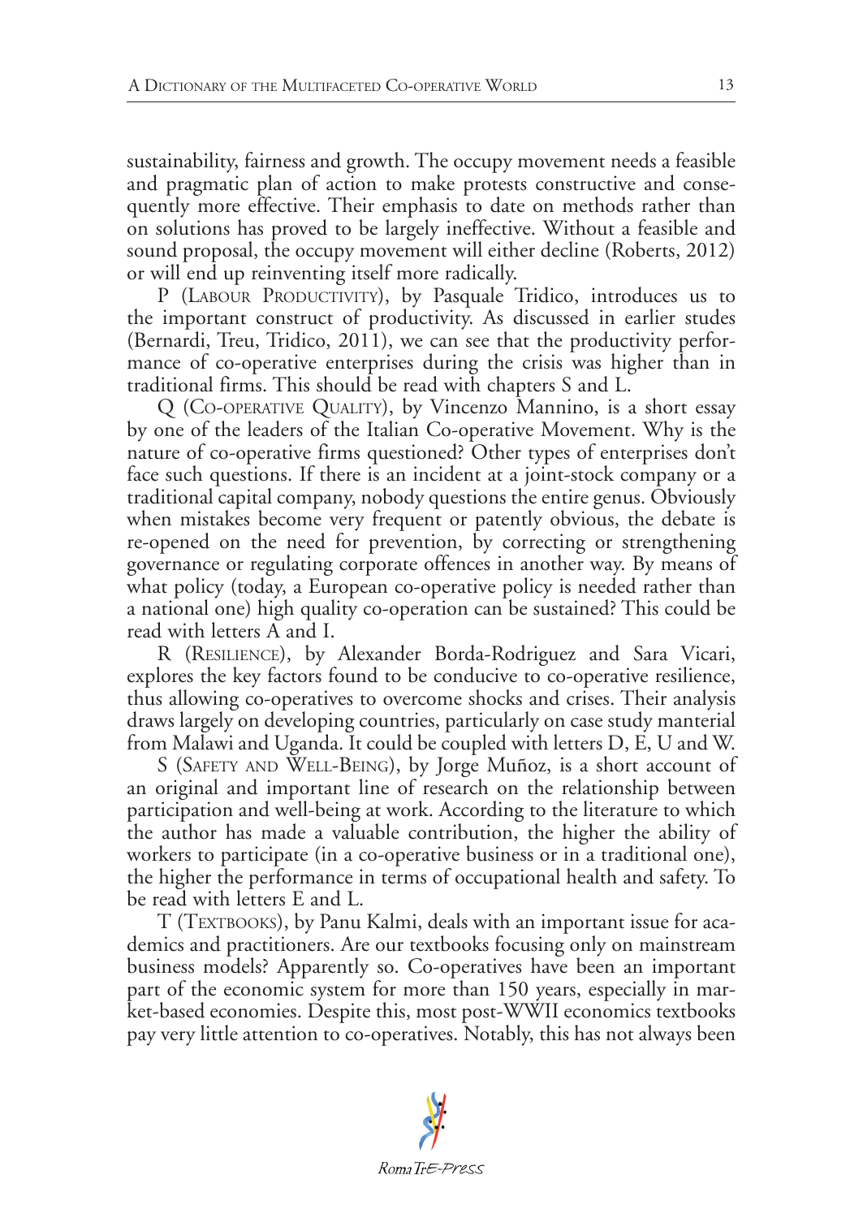sustainability, fairness and growth. The occupy movement needs a feasible and pragmatic plan of action to make protests constructive and consequently more effective. Their emphasis to date on methods rather than on solutions has proved to be largely ineffective. Without a feasible and sound proposal, the occupy movement will either decline (Roberts, 2012) or will end up reinventing itself more radically.

P (Labour Productivity), by Pasquale Tridico, introduces us to the important construct of productivity. As discussed in earlier studes (Bernardi, Treu, Tridico, 2011), we can see that the productivity performance of co-operative enterprises during the crisis was higher than in traditional firms. This should be read with chapters S and L.

Q (Co-operative Quality), by Vincenzo Mannino, is a short essay by one of the leaders of the Italian Co-operative Movement. Why is the nature of co-operative firms questioned? Other types of enterprises don't face such questions. If there is an incident at a joint-stock company or a traditional capital company, nobody questions the entire genus. Obviously when mistakes become very frequent or patently obvious, the debate is re-opened on the need for prevention, by correcting or strengthening governance or regulating corporate offences in another way. By means of what policy (today, a European co-operative policy is needed rather than a national one) high quality co-operation can be sustained? This could be read with letters A and I.

R (Resilience), by Alexander Borda-Rodriguez and Sara Vicari, explores the key factors found to be conducive to co-operative resilience, thus allowing co-operatives to overcome shocks and crises. Their analysis draws largely on developing countries, particularly on case study manterial from Malawi and Uganda. It could be coupled with letters D, E, U and W.

S (Safety and Well-Being), by Jorge Muñoz, is a short account of an original and important line of research on the relationship between participation and well-being at work. According to the literature to which the author has made a valuable contribution, the higher the ability of workers to participate (in a co-operative business or in a traditional one), the higher the performance in terms of occupational health and safety. To be read with letters E and L.

T (Textbooks), by Panu Kalmi, deals with an important issue for academics and practitioners. Are our textbooks focusing only on mainstream business models? Apparently so. Co-operatives have been an important part of the economic system for more than 150 years, especially in market-based economies. Despite this, most post-WWII economics textbooks pay very little attention to co-operatives. Notably, this has not always been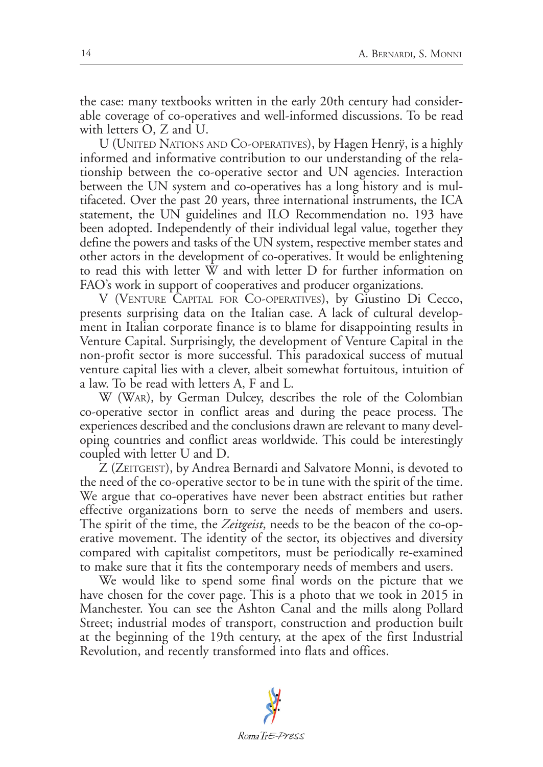the case: many textbooks written in the early 20th century had considerable coverage of co-operatives and well-informed discussions. To be read with letters O, Z and U.

U (United Nations and Co-operatives), by Hagen Henrÿ, is a highly informed and informative contribution to our understanding of the relationship between the co-operative sector and UN agencies. Interaction between the UN system and co-operatives has a long history and is multifaceted. Over the past 20 years, three international instruments, the ICA statement, the UN guidelines and ILO Recommendation no. 193 have been adopted. Independently of their individual legal value, together they define the powers and tasks of the UN system, respective member states and other actors in the development of co-operatives. It would be enlightening to read this with letter W and with letter D for further information on FAO's work in support of cooperatives and producer organizations.

V (Venture Capital for Co-operatives), by Giustino Di Cecco, presents surprising data on the Italian case. A lack of cultural development in Italian corporate finance is to blame for disappointing results in Venture Capital. Surprisingly, the development of Venture Capital in the non-profit sector is more successful. This paradoxical success of mutual venture capital lies with a clever, albeit somewhat fortuitous, intuition of a law. To be read with letters A, F and L.

W (War), by German Dulcey, describes the role of the Colombian co-operative sector in conflict areas and during the peace process. The experiences described and the conclusions drawn are relevant to many developing countries and conflict areas worldwide. This could be interestingly coupled with letter U and D.

Z (Zeitgeist), by Andrea Bernardi and Salvatore Monni, is devoted to the need of the co-operative sector to be in tune with the spirit of the time. We argue that co-operatives have never been abstract entities but rather effective organizations born to serve the needs of members and users. The spirit of the time, the *Zeitgeist*, needs to be the beacon of the co-operative movement. The identity of the sector, its objectives and diversity compared with capitalist competitors, must be periodically re-examined to make sure that it fits the contemporary needs of members and users.

We would like to spend some final words on the picture that we have chosen for the cover page. This is a photo that we took in 2015 in Manchester. You can see the Ashton Canal and the mills along Pollard Street; industrial modes of transport, construction and production built at the beginning of the 19th century, at the apex of the first Industrial Revolution, and recently transformed into flats and offices.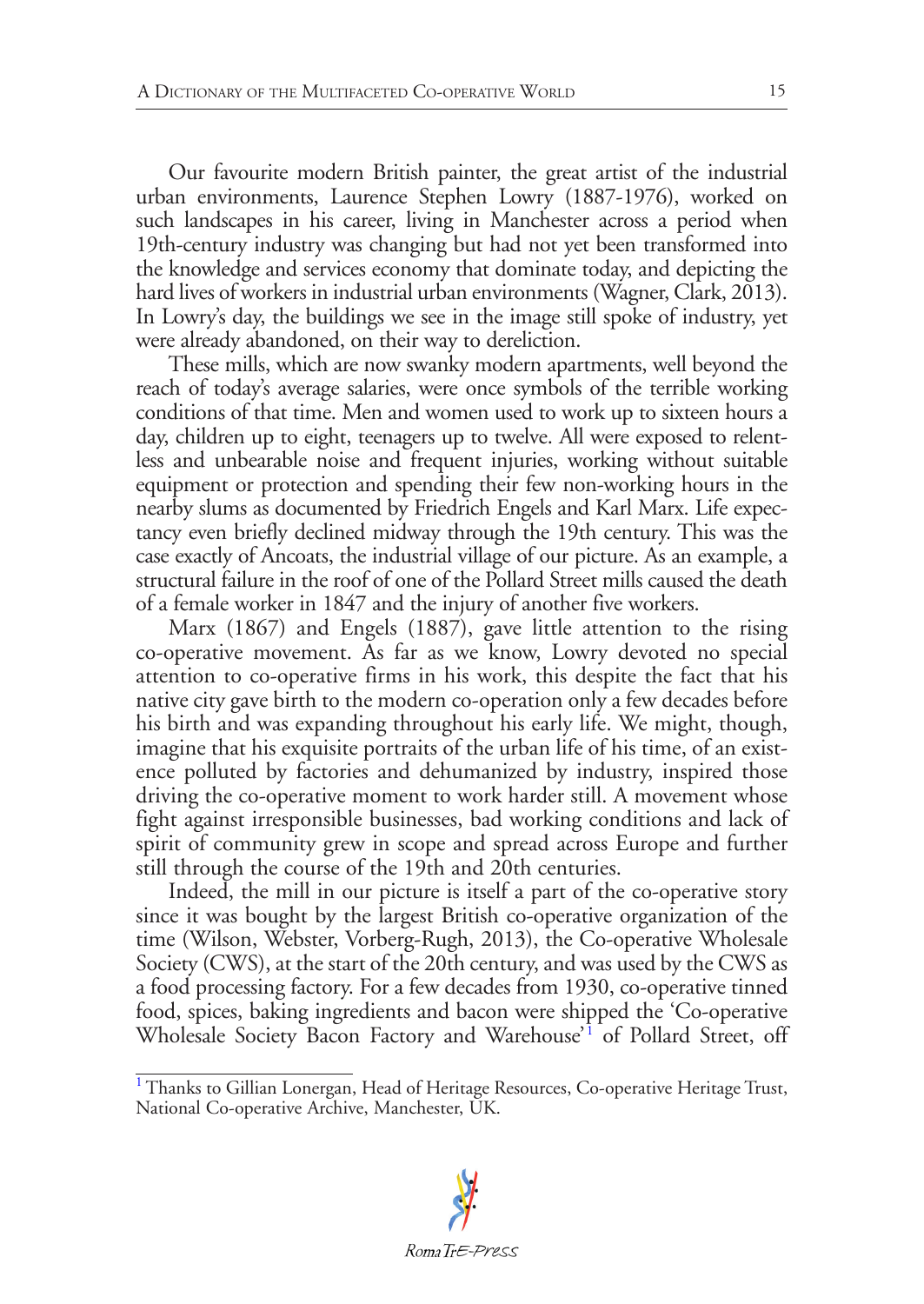Our favourite modern British painter, the great artist of the industrial urban environments, Laurence Stephen Lowry (1887-1976), worked on such landscapes in his career, living in Manchester across a period when 19th-century industry was changing but had not yet been transformed into the knowledge and services economy that dominate today, and depicting the hard lives of workers in industrial urban environments (Wagner, Clark, 2013). In Lowry's day, the buildings we see in the image still spoke of industry, yet were already abandoned, on their way to dereliction.

These mills, which are now swanky modern apartments, well beyond the reach of today's average salaries, were once symbols of the terrible working conditions of that time. Men and women used to work up to sixteen hours a day, children up to eight, teenagers up to twelve. All were exposed to relentless and unbearable noise and frequent injuries, working without suitable equipment or protection and spending their few non-working hours in the nearby slums as documented by Friedrich Engels and Karl Marx. Life expectancy even briefly declined midway through the 19th century. This was the case exactly of Ancoats, the industrial village of our picture. As an example, a structural failure in the roof of one of the Pollard Street mills caused the death of a female worker in 1847 and the injury of another five workers.

Marx (1867) and Engels (1887), gave little attention to the rising co-operative movement. As far as we know, Lowry devoted no special attention to co-operative firms in his work, this despite the fact that his native city gave birth to the modern co-operation only a few decades before his birth and was expanding throughout his early life. We might, though, imagine that his exquisite portraits of the urban life of his time, of an existence polluted by factories and dehumanized by industry, inspired those driving the co-operative moment to work harder still. A movement whose fight against irresponsible businesses, bad working conditions and lack of spirit of community grew in scope and spread across Europe and further still through the course of the 19th and 20th centuries.

Indeed, the mill in our picture is itself a part of the co-operative story since it was bought by the largest British co-operative organization of the time (Wilson, Webster, Vorberg-Rugh, 2013), the Co-operative Wholesale Society (CWS), at the start of the 20th century, and was used by the CWS as a food processing factory. For a few decades from 1930, co-operative tinned food, spices, baking ingredients and bacon were shipped the 'Co-operative Wholesale Society Bacon Factory and Warehouse'[1] of Pollard Street, off

[1] Thanks to Gillian Lonergan, Head of Heritage Resources, Co-operative Heritage Trust, National Co-operative Archive, Manchester, UK.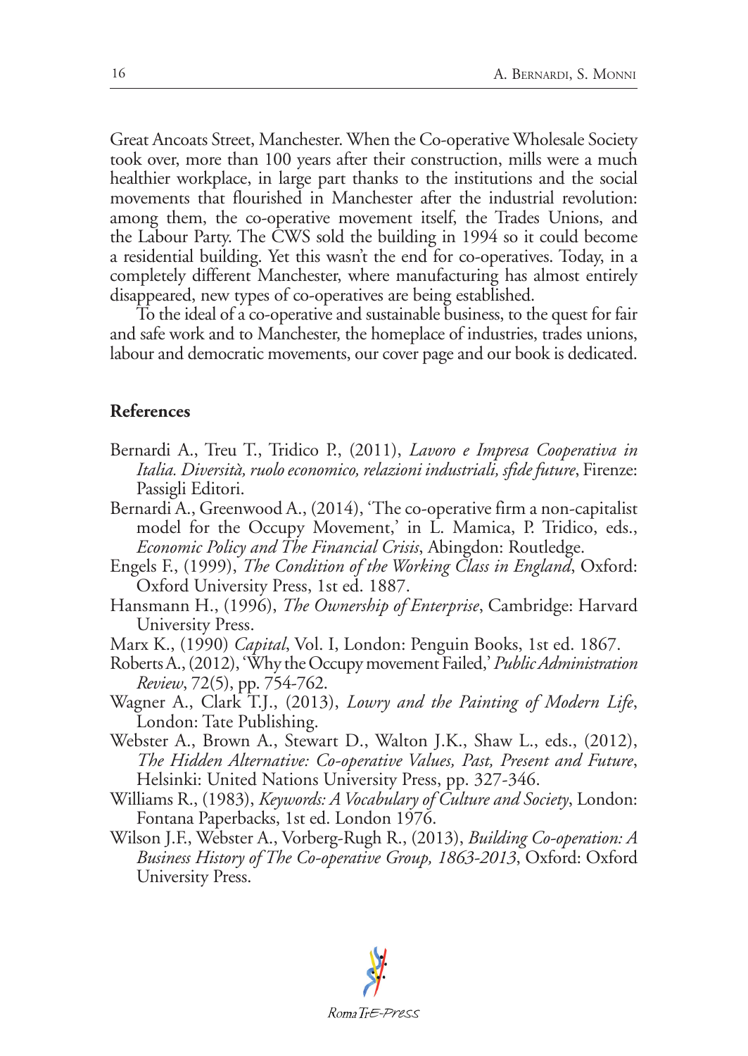Great Ancoats Street, Manchester. When the Co-operative Wholesale Society took over, more than 100 years after their construction, mills were a much healthier workplace, in large part thanks to the institutions and the social movements that flourished in Manchester after the industrial revolution: among them, the co-operative movement itself, the Trades Unions, and the Labour Party. The CWS sold the building in 1994 so it could become a residential building. Yet this wasn't the end for co-operatives. Today, in a completely different Manchester, where manufacturing has almost entirely disappeared, new types of co-operatives are being established.

To the ideal of a co-operative and sustainable business, to the quest for fair and safe work and to Manchester, the homeplace of industries, trades unions, labour and democratic movements, our cover page and our book is dedicated.

## References

Bernardi A., Treu T., Tridico P., (2011), *Lavoro e Impresa Cooperativa in Italia. Diversità, ruolo economico, relazioni industriali, sfide future*, Firenze: Passigli Editori.

Bernardi A., Greenwood A., (2014), 'The co-operative firm a non-capitalist model for the Occupy Movement,' in L. Mamica, P. Tridico, eds., *Economic Policy and The Financial Crisis*, Abingdon: Routledge.

Engels F., (1999), *The Condition of the Working Class in England*, Oxford: Oxford University Press, 1st ed. 1887.

Hansmann H., (1996), *The Ownership of Enterprise*, Cambridge: Harvard University Press.

Marx K., (1990) *Capital*, Vol. I, London: Penguin Books, 1st ed. 1867.

Roberts A., (2012), 'Why the Occupy movement Failed,' *Public Administration Review*, 72(5), pp. 754-762.

Wagner A., Clark T.J., (2013), *Lowry and the Painting of Modern Life*, London: Tate Publishing.

Webster A., Brown A., Stewart D., Walton J.K., Shaw L., eds., (2012), *The Hidden Alternative: Co-operative Values, Past, Present and Future*, Helsinki: United Nations University Press, pp. 327-346.

Williams R., (1983), *Keywords: A Vocabulary of Culture and Society*, London: Fontana Paperbacks, 1st ed. London 1976.

Wilson J.F., Webster A., Vorberg-Rugh R., (2013), *Building Co-operation: A Business History of The Co-operative Group, 1863-2013*, Oxford: Oxford University Press.